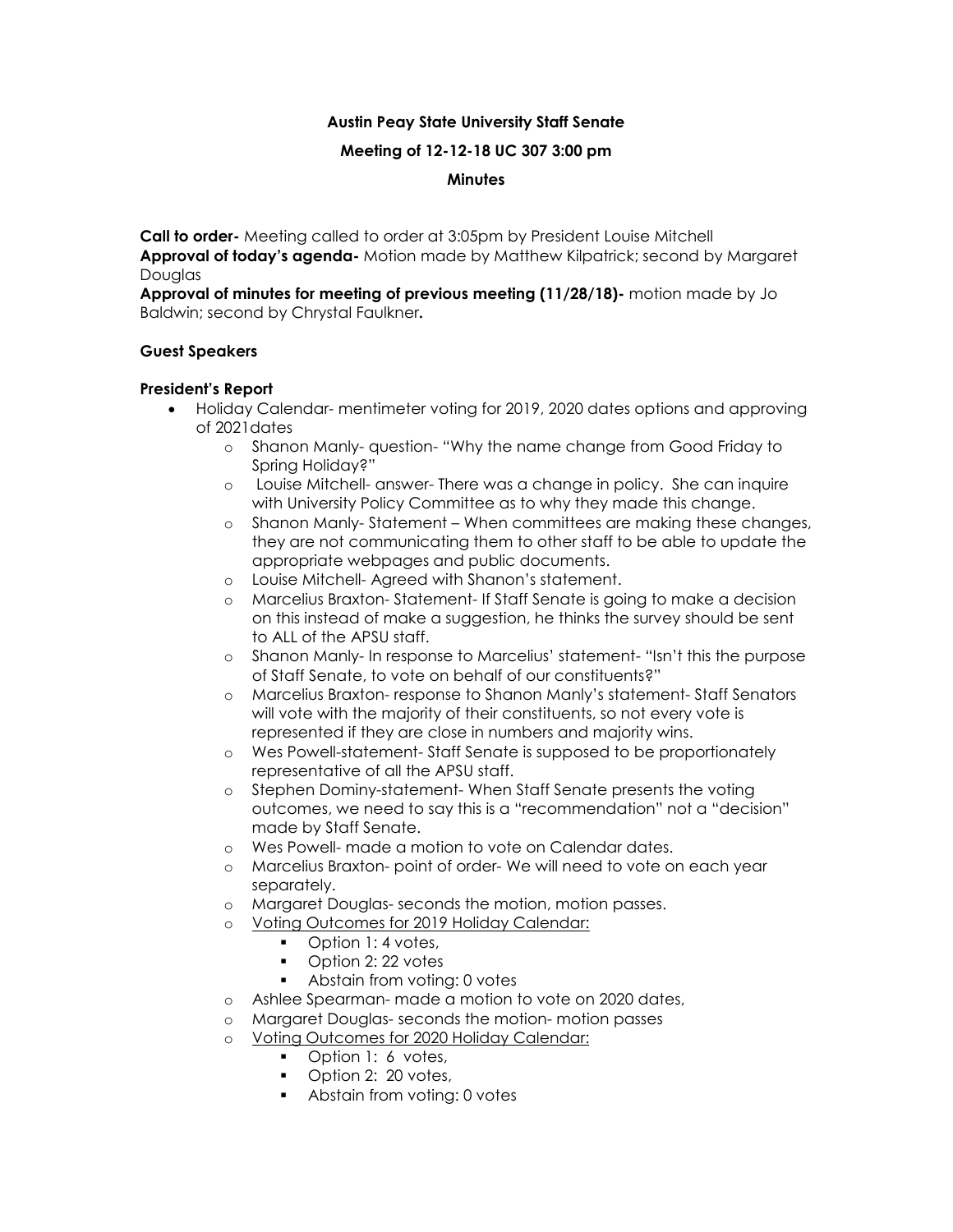**Austin Peay State University Staff Senate**

**Meeting of 12-12-18 UC 307 3:00 pm**

**Minutes**

**Call to order-** Meeting called to order at 3:05pm by President Louise Mitchell
**Approval of today's agenda-** Motion made by Matthew Kilpatrick; second by Margaret Douglas
**Approval of minutes for meeting of previous meeting (11/28/18)-** motion made by Jo Baldwin; second by Chrystal Faulkner**.**

**Guest Speakers**

**President's Report**

- Holiday Calendar- mentimeter voting for 2019, 2020 dates options and approving of 2021dates
  - Shanon Manly- question- "Why the name change from Good Friday to Spring Holiday?"
  - Louise Mitchell- answer- There was a change in policy. She can inquire with University Policy Committee as to why they made this change.
  - Shanon Manly- Statement – When committees are making these changes, they are not communicating them to other staff to be able to update the appropriate webpages and public documents.
  - Louise Mitchell- Agreed with Shanon's statement.
  - Marcelius Braxton- Statement- If Staff Senate is going to make a decision on this instead of make a suggestion, he thinks the survey should be sent to ALL of the APSU staff.
  - Shanon Manly- In response to Marcelius' statement- "Isn't this the purpose of Staff Senate, to vote on behalf of our constituents?"
  - Marcelius Braxton- response to Shanon Manly's statement- Staff Senators will vote with the majority of their constituents, so not every vote is represented if they are close in numbers and majority wins.
  - Wes Powell-statement- Staff Senate is supposed to be proportionately representative of all the APSU staff.
  - Stephen Dominy-statement- When Staff Senate presents the voting outcomes, we need to say this is a "recommendation" not a "decision" made by Staff Senate.
  - Wes Powell- made a motion to vote on Calendar dates.
  - Marcelius Braxton- point of order- We will need to vote on each year separately.
  - Margaret Douglas- seconds the motion, motion passes.
  - <u>Voting Outcomes for 2019 Holiday Calendar:</u>
    - Option 1: 4 votes,
    - Option 2: 22 votes
    - Abstain from voting: 0 votes
  - Ashlee Spearman- made a motion to vote on 2020 dates,
  - Margaret Douglas- seconds the motion- motion passes
  - <u>Voting Outcomes for 2020 Holiday Calendar:</u>
    - Option 1: 6 votes,
    - Option 2: 20 votes,
    - Abstain from voting: 0 votes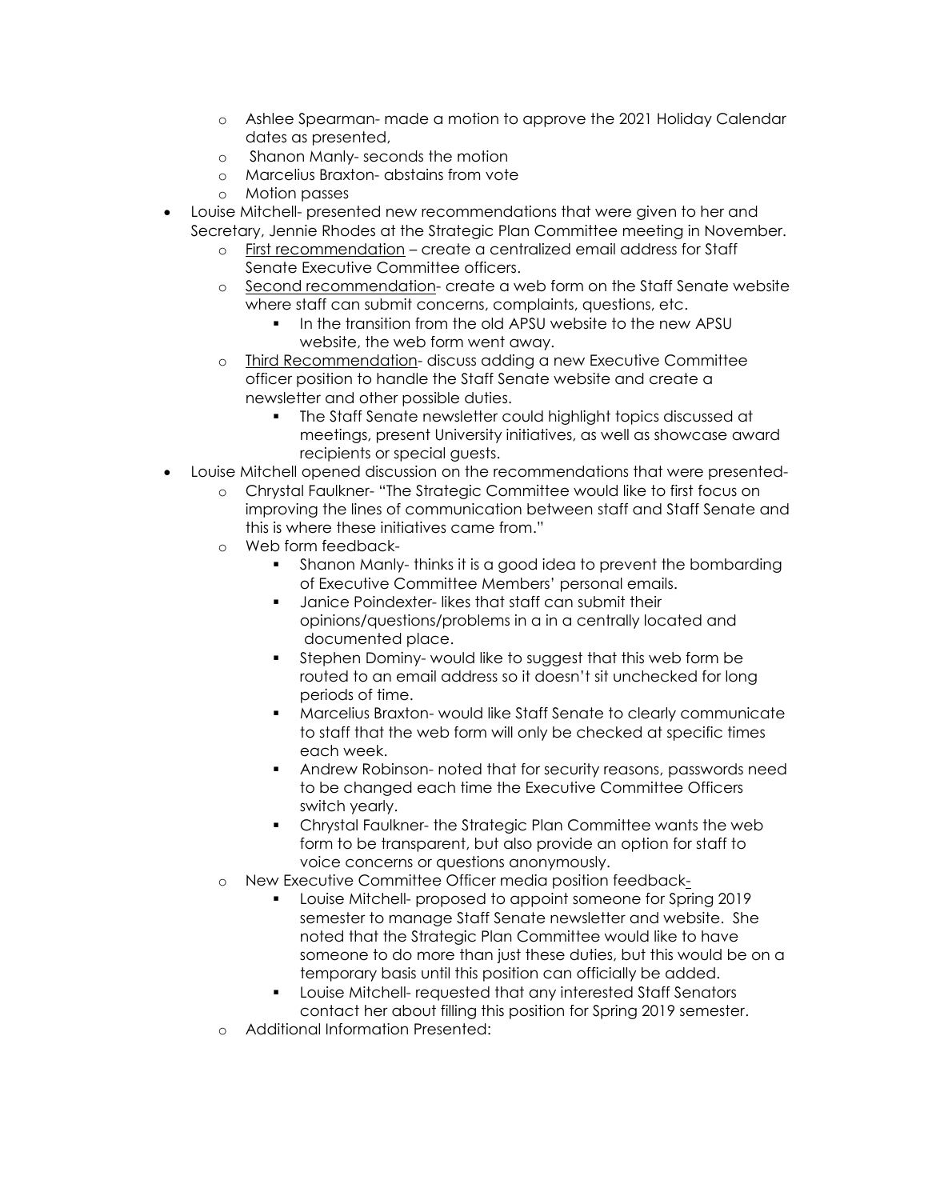- Ashlee Spearman- made a motion to approve the 2021 Holiday Calendar dates as presented,
  - Shanon Manly- seconds the motion
  - Marcelius Braxton- abstains from vote
  - Motion passes
- Louise Mitchell- presented new recommendations that were given to her and Secretary, Jennie Rhodes at the Strategic Plan Committee meeting in November.
  - First recommendation – create a centralized email address for Staff Senate Executive Committee officers.
  - Second recommendation- create a web form on the Staff Senate website where staff can submit concerns, complaints, questions, etc.
    - In the transition from the old APSU website to the new APSU website, the web form went away.
  - Third Recommendation- discuss adding a new Executive Committee officer position to handle the Staff Senate website and create a newsletter and other possible duties.
    - The Staff Senate newsletter could highlight topics discussed at meetings, present University initiatives, as well as showcase award recipients or special guests.
- Louise Mitchell opened discussion on the recommendations that were presented-
  - Chrystal Faulkner- "The Strategic Committee would like to first focus on improving the lines of communication between staff and Staff Senate and this is where these initiatives came from."
  - Web form feedback-
    - Shanon Manly- thinks it is a good idea to prevent the bombarding of Executive Committee Members' personal emails.
    - Janice Poindexter- likes that staff can submit their opinions/questions/problems in a in a centrally located and documented place.
    - Stephen Dominy- would like to suggest that this web form be routed to an email address so it doesn't sit unchecked for long periods of time.
    - Marcelius Braxton- would like Staff Senate to clearly communicate to staff that the web form will only be checked at specific times each week.
    - Andrew Robinson- noted that for security reasons, passwords need to be changed each time the Executive Committee Officers switch yearly.
    - Chrystal Faulkner- the Strategic Plan Committee wants the web form to be transparent, but also provide an option for staff to voice concerns or questions anonymously.
  - New Executive Committee Officer media position feedback-
    - Louise Mitchell- proposed to appoint someone for Spring 2019 semester to manage Staff Senate newsletter and website. She noted that the Strategic Plan Committee would like to have someone to do more than just these duties, but this would be on a temporary basis until this position can officially be added.
    - Louise Mitchell- requested that any interested Staff Senators contact her about filling this position for Spring 2019 semester.
  - Additional Information Presented: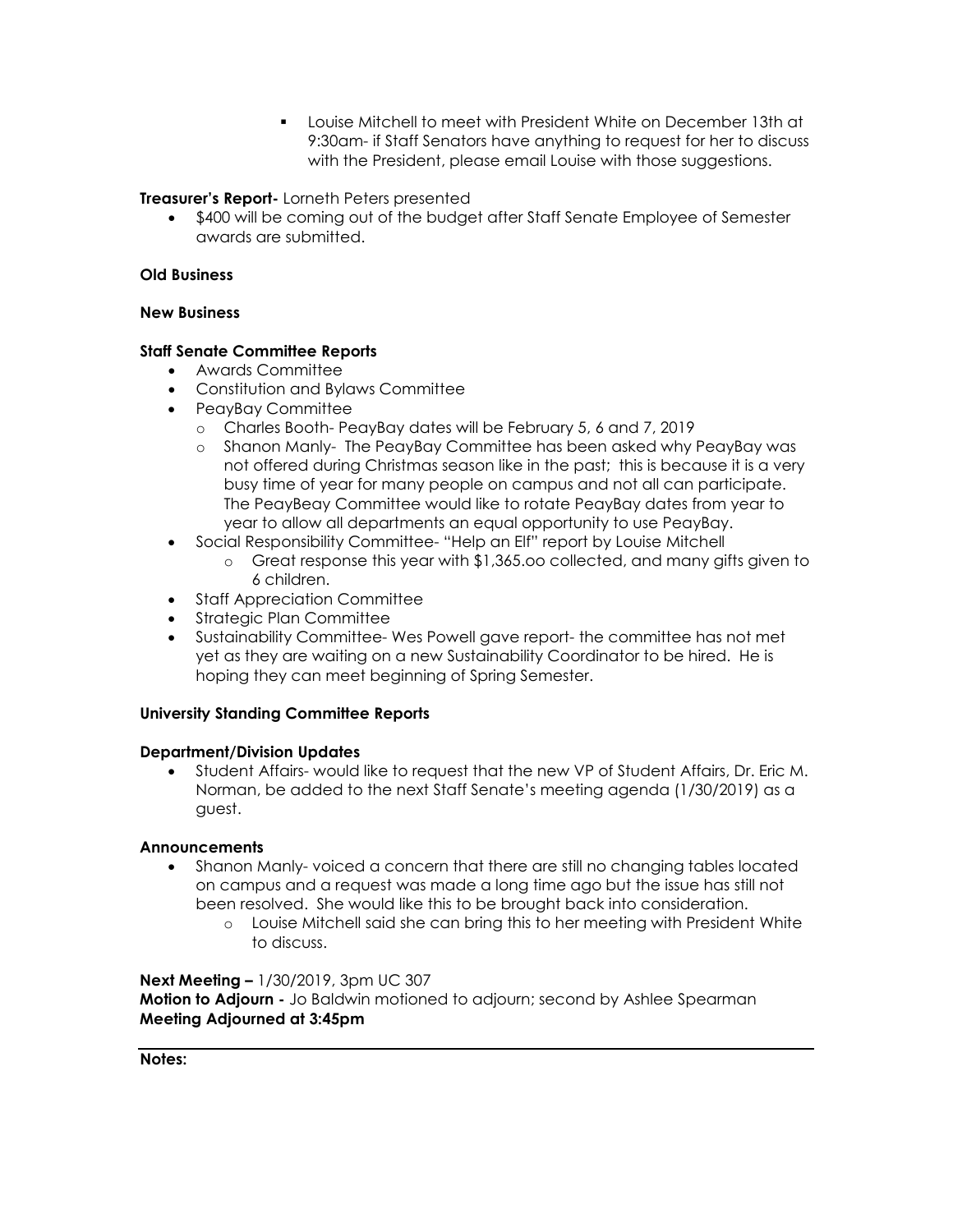- Louise Mitchell to meet with President White on December 13th at 9:30am- if Staff Senators have anything to request for her to discuss with the President, please email Louise with those suggestions.

**Treasurer's Report-** Lorneth Peters presented

- $400 will be coming out of the budget after Staff Senate Employee of Semester awards are submitted.

**Old Business**

**New Business**

**Staff Senate Committee Reports**

- Awards Committee
- Constitution and Bylaws Committee
- PeayBay Committee
  - Charles Booth- PeayBay dates will be February 5, 6 and 7, 2019
  - Shanon Manly- The PeayBay Committee has been asked why PeayBay was not offered during Christmas season like in the past; this is because it is a very busy time of year for many people on campus and not all can participate. The PeayBeay Committee would like to rotate PeayBay dates from year to year to allow all departments an equal opportunity to use PeayBay.
- Social Responsibility Committee- "Help an Elf" report by Louise Mitchell
  - Great response this year with $1,365.oo collected, and many gifts given to 6 children.
- Staff Appreciation Committee
- Strategic Plan Committee
- Sustainability Committee- Wes Powell gave report- the committee has not met yet as they are waiting on a new Sustainability Coordinator to be hired. He is hoping they can meet beginning of Spring Semester.

**University Standing Committee Reports**

**Department/Division Updates**

- Student Affairs- would like to request that the new VP of Student Affairs, Dr. Eric M. Norman, be added to the next Staff Senate's meeting agenda (1/30/2019) as a guest.

**Announcements**

- Shanon Manly- voiced a concern that there are still no changing tables located on campus and a request was made a long time ago but the issue has still not been resolved. She would like this to be brought back into consideration.
  - Louise Mitchell said she can bring this to her meeting with President White to discuss.

**Next Meeting –** 1/30/2019, 3pm UC 307
**Motion to Adjourn -** Jo Baldwin motioned to adjourn; second by Ashlee Spearman
**Meeting Adjourned at 3:45pm**

---

**Notes:**